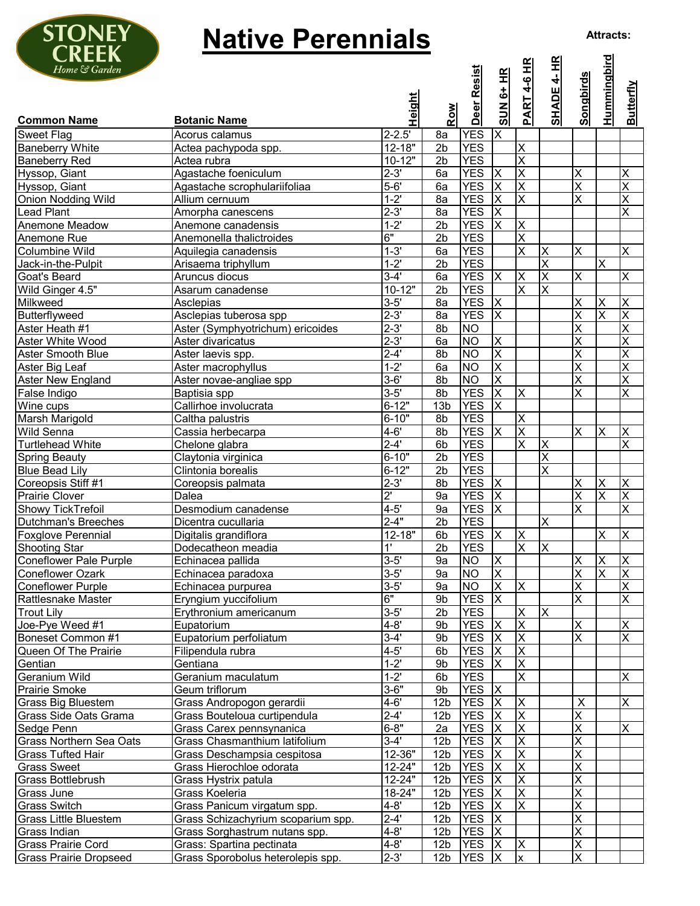# Native Perennials

Attracts:

| Common Name | Botanic Name | Height | Row | Deer Resist | SUN 6+ HR | PART 4-6 HR | SHADE 4- HR | Songbirds | Hummingbird | Butterfly |
|---|---|---|---|---|---|---|---|---|---|---|
| Sweet Flag | Acorus calamus | 2-2.5' | 8a | YES | X | | | | | |
| Baneberry White | Actea pachypoda spp. | 12-18" | 2b | YES | | X | | | | |
| Baneberry Red | Actea rubra | 10-12" | 2b | YES | | X | | | | |
| Hyssop, Giant | Agastache foeniculum | 2-3' | 6a | YES | X | X | | X | | X |
| Hyssop, Giant | Agastache scrophulariifoliaa | 5-6' | 6a | YES | X | X | | X | | X |
| Onion Nodding Wild | Allium cernuum | 1-2' | 8a | YES | X | X | | X | | X |
| Lead Plant | Amorpha canescens | 2-3' | 8a | YES | X | | | | | X |
| Anemone Meadow | Anemone canadensis | 1-2' | 2b | YES | X | X | | | | |
| Anemone Rue | Anemonella thalictroides | 6" | 2b | YES | | X | | | | |
| Columbine Wild | Aquilegia canadensis | 1-3' | 6a | YES | | X | X | X | | X |
| Jack-in-the-Pulpit | Arisaema triphyllum | 1-2' | 2b | YES | | | X | | X | |
| Goat's Beard | Aruncus diocus | 3-4' | 6a | YES | X | X | X | X | | X |
| Wild Ginger 4.5" | Asarum canadense | 10-12" | 2b | YES | | X | X | | | |
| Milkweed | Asclepias | 3-5' | 8a | YES | X | | | X | X | X |
| Butterflyweed | Asclepias tuberosa spp | 2-3' | 8a | YES | X | | | X | X | X |
| Aster Heath #1 | Aster (Symphyotrichum) ericoides | 2-3' | 8b | NO | | | | X | | X |
| Aster White Wood | Aster divaricatus | 2-3' | 6a | NO | X | | | X | | X |
| Aster Smooth Blue | Aster laevis spp. | 2-4' | 8b | NO | X | | | X | | X |
| Aster Big Leaf | Aster macrophyllus | 1-2' | 6a | NO | X | | | X | | X |
| Aster New England | Aster novae-angliae spp | 3-6' | 8b | NO | X | | | X | | X |
| False Indigo | Baptisia spp | 3-5' | 8b | YES | X | X | | X | | X |
| Wine cups | Callirhoe involucrata | 6-12" | 13b | YES | X | | | | | |
| Marsh Marigold | Caltha palustris | 6-10" | 8b | YES | | X | | | | |
| Wild Senna | Cassia herbecarpa | 4-6' | 8b | YES | X | X | | X | X | X |
| Turtlehead White | Chelone glabra | 2-4' | 6b | YES | | X | X | | | X |
| Spring Beauty | Claytonia virginica | 6-10" | 2b | YES | | | X | | | |
| Blue Bead Lily | Clintonia borealis | 6-12" | 2b | YES | | | X | | | |
| Coreopsis Stiff #1 | Coreopsis palmata | 2-3' | 8b | YES | X | | | X | X | X |
| Prairie Clover | Dalea | 2' | 9a | YES | X | | | X | X | X |
| Showy TickTrefoil | Desmodium canadense | 4-5' | 9a | YES | X | | | X | | X |
| Dutchman's Breeches | Dicentra cucullaria | 2-4" | 2b | YES | | | X | | | |
| Foxglove Perennial | Digitalis grandiflora | 12-18" | 6b | YES | X | X | | | X | X |
| Shooting Star | Dodecatheon meadia | 1' | 2b | YES | | X | X | | | |
| Coneflower Pale Purple | Echinacea pallida | 3-5' | 9a | NO | X | | | X | X | X |
| Coneflower Ozark | Echinacea paradoxa | 3-5' | 9a | NO | X | | | X | X | X |
| Coneflower Purple | Echinacea purpurea | 3-5' | 9a | NO | X | X | | X | | X |
| Rattlesnake Master | Eryngium yuccifolium | 6" | 9b | YES | X | | | X | | X |
| Trout Lily | Erythronium americanum | 3-5' | 2b | YES | | X | X | | | |
| Joe-Pye Weed #1 | Eupatorium | 4-8' | 9b | YES | X | X | | X | | X |
| Boneset Common #1 | Eupatorium perfoliatum | 3-4' | 9b | YES | X | X | | X | | X |
| Queen Of The Prairie | Filipendula rubra | 4-5' | 6b | YES | X | X | | | | |
| Gentian | Gentiana | 1-2' | 9b | YES | X | X | | | | |
| Geranium Wild | Geranium maculatum | 1-2' | 6b | YES | | X | | | | X |
| Prairie Smoke | Geum triflorum | 3-6" | 9b | YES | X | | | | | |
| Grass Big Bluestem | Grass Andropogon gerardii | 4-6' | 12b | YES | X | X | | X | | X |
| Grass Side Oats Grama | Grass Bouteloua curtipendula | 2-4' | 12b | YES | X | X | | X | | |
| Sedge Penn | Grass Carex pennsynanica | 6-8" | 2a | YES | X | X | | X | | X |
| Grass Northern Sea Oats | Grass Chasmanthium latifolium | 3-4' | 12b | YES | X | X | | X | | |
| Grass Tufted Hair | Grass Deschampsia cespitosa | 12-36" | 12b | YES | X | X | | X | | |
| Grass Sweet | Grass Hierochloe odorata | 12-24" | 12b | YES | X | X | | X | | |
| Grass Bottlebrush | Grass Hystrix patula | 12-24" | 12b | YES | X | X | | X | | |
| Grass June | Grass Koeleria | 18-24" | 12b | YES | X | X | | X | | |
| Grass Switch | Grass Panicum virgatum spp. | 4-8' | 12b | YES | X | X | | X | | |
| Grass Little Bluestem | Grass Schizachyrium scoparium spp. | 2-4' | 12b | YES | X | | | X | | |
| Grass Indian | Grass Sorghastrum nutans spp. | 4-8' | 12b | YES | X | | | X | | |
| Grass Prairie Cord | Grass: Spartina pectinata | 4-8' | 12b | YES | X | X | | X | | |
| Grass Prairie Dropseed | Grass Sporobolus heterolepis spp. | 2-3' | 12b | YES | X | x | | X | | |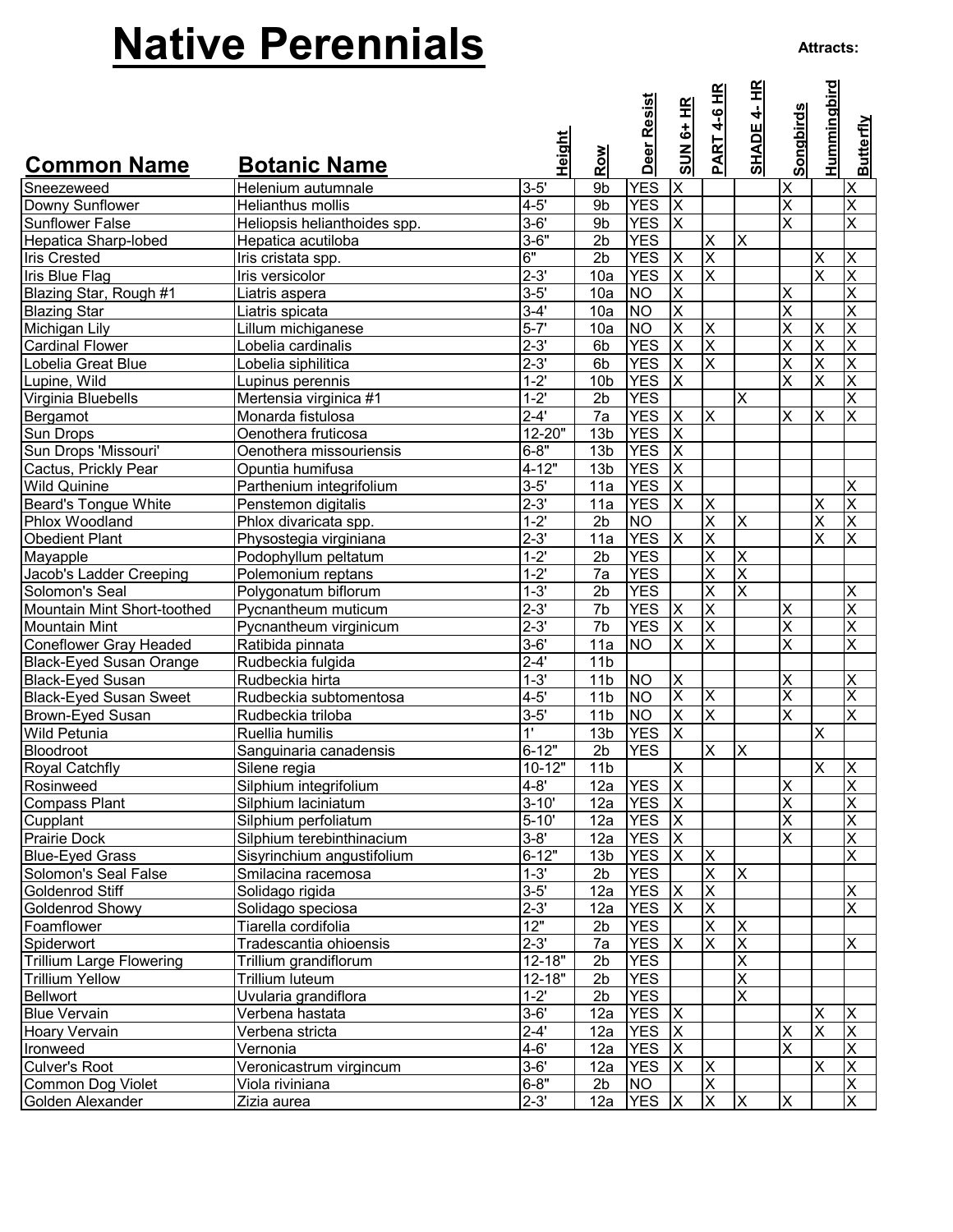# Native Perennials

**Attracts:**

| Common Name | Botanic Name | Height | Row | Deer Resist | SUN 6+ HR | PART 4-6 HR | SHADE 4- HR | Songbirds | Hummingbird | Butterfly |
|---|---|---|---|---|---|---|---|---|---|---|
| Sneezeweed | Helenium autumnale | 3-5' | 9b | YES | X | | | X | | X |
| Downy Sunflower | Helianthus mollis | 4-5' | 9b | YES | X | | | X | | X |
| Sunflower False | Heliopsis helianthoides spp. | 3-6' | 9b | YES | X | | | X | | X |
| Hepatica Sharp-lobed | Hepatica acutiloba | 3-6" | 2b | YES | | X | X | | | |
| Iris Crested | Iris cristata spp. | 6" | 2b | YES | X | X | | | X | X |
| Iris Blue Flag | Iris versicolor | 2-3' | 10a | YES | X | X | | | X | X |
| Blazing Star, Rough #1 | Liatris aspera | 3-5' | 10a | NO | X | | | X | | X |
| Blazing Star | Liatris spicata | 3-4' | 10a | NO | X | | | X | | X |
| Michigan Lily | Lillum michiganese | 5-7' | 10a | NO | X | X | | X | X | X |
| Cardinal Flower | Lobelia cardinalis | 2-3' | 6b | YES | X | X | | X | X | X |
| Lobelia Great Blue | Lobelia siphilitica | 2-3' | 6b | YES | X | X | | X | X | X |
| Lupine, Wild | Lupinus perennis | 1-2' | 10b | YES | X | | | X | X | X |
| Virginia Bluebells | Mertensia virginica #1 | 1-2' | 2b | YES | | | X | | | X |
| Bergamot | Monarda fistulosa | 2-4' | 7a | YES | X | X | | X | X | X |
| Sun Drops | Oenothera fruticosa | 12-20" | 13b | YES | X | | | | | |
| Sun Drops 'Missouri' | Oenothera missouriensis | 6-8" | 13b | YES | X | | | | | |
| Cactus, Prickly Pear | Opuntia humifusa | 4-12" | 13b | YES | X | | | | | |
| Wild Quinine | Parthenium integrifolium | 3-5' | 11a | YES | X | | | | | X |
| Beard's Tongue White | Penstemon digitalis | 2-3' | 11a | YES | X | X | | | X | X |
| Phlox Woodland | Phlox divaricata spp. | 1-2' | 2b | NO | | X | X | | X | X |
| Obedient Plant | Physostegia virginiana | 2-3' | 11a | YES | X | X | | | X | X |
| Mayapple | Podophyllum peltatum | 1-2' | 2b | YES | | X | X | | | |
| Jacob's Ladder Creeping | Polemonium reptans | 1-2' | 7a | YES | | X | X | | | |
| Solomon's Seal | Polygonatum biflorum | 1-3' | 2b | YES | | X | X | | | X |
| Mountain Mint Short-toothed | Pycnantheum muticum | 2-3' | 7b | YES | X | X | | X | | X |
| Mountain Mint | Pycnantheum virginicum | 2-3' | 7b | YES | X | X | | X | | X |
| Coneflower Gray Headed | Ratibida pinnata | 3-6' | 11a | NO | X | X | | X | | X |
| Black-Eyed Susan Orange | Rudbeckia fulgida | 2-4' | 11b | | | | | | | |
| Black-Eyed Susan | Rudbeckia hirta | 1-3' | 11b | NO | X | | | X | | X |
| Black-Eyed Susan Sweet | Rudbeckia subtomentosa | 4-5' | 11b | NO | X | X | | X | | X |
| Brown-Eyed Susan | Rudbeckia triloba | 3-5' | 11b | NO | X | X | | X | | X |
| Wild Petunia | Ruellia humilis | 1' | 13b | YES | X | | | | X | |
| Bloodroot | Sanguinaria canadensis | 6-12" | 2b | YES | | X | X | | | |
| Royal Catchfly | Silene regia | 10-12" | 11b | | X | | | | X | X |
| Rosinweed | Silphium integrifolium | 4-8' | 12a | YES | X | | | X | | X |
| Compass Plant | Silphium laciniatum | 3-10' | 12a | YES | X | | | X | | X |
| Cupplant | Silphium perfoliatum | 5-10' | 12a | YES | X | | | X | | X |
| Prairie Dock | Silphium terebinthinacium | 3-8' | 12a | YES | X | | | X | | X |
| Blue-Eyed Grass | Sisyrinchium angustifolium | 6-12" | 13b | YES | X | X | | | | X |
| Solomon's Seal False | Smilacina racemosa | 1-3' | 2b | YES | | X | X | | | |
| Goldenrod Stiff | Solidago rigida | 3-5' | 12a | YES | X | X | | | | X |
| Goldenrod Showy | Solidago speciosa | 2-3' | 12a | YES | X | X | | | | X |
| Foamflower | Tiarella cordifolia | 12" | 2b | YES | | X | X | | | |
| Spiderwort | Tradescantia ohioensis | 2-3' | 7a | YES | X | X | X | | | X |
| Trillium Large Flowering | Trillium grandiflorum | 12-18" | 2b | YES | | | X | | | |
| Trillium Yellow | Trillium luteum | 12-18" | 2b | YES | | | X | | | |
| Bellwort | Uvularia grandiflora | 1-2' | 2b | YES | | | X | | | |
| Blue Vervain | Verbena hastata | 3-6' | 12a | YES | X | | | | X | X |
| Hoary Vervain | Verbena stricta | 2-4' | 12a | YES | X | | | X | X | X |
| Ironweed | Vernonia | 4-6' | 12a | YES | X | | | X | | X |
| Culver's Root | Veronicastrum virgincum | 3-6' | 12a | YES | X | X | | | X | X |
| Common Dog Violet | Viola riviniana | 6-8" | 2b | NO | | X | | | | X |
| Golden Alexander | Zizia aurea | 2-3' | 12a | YES | X | X | X | X | | X |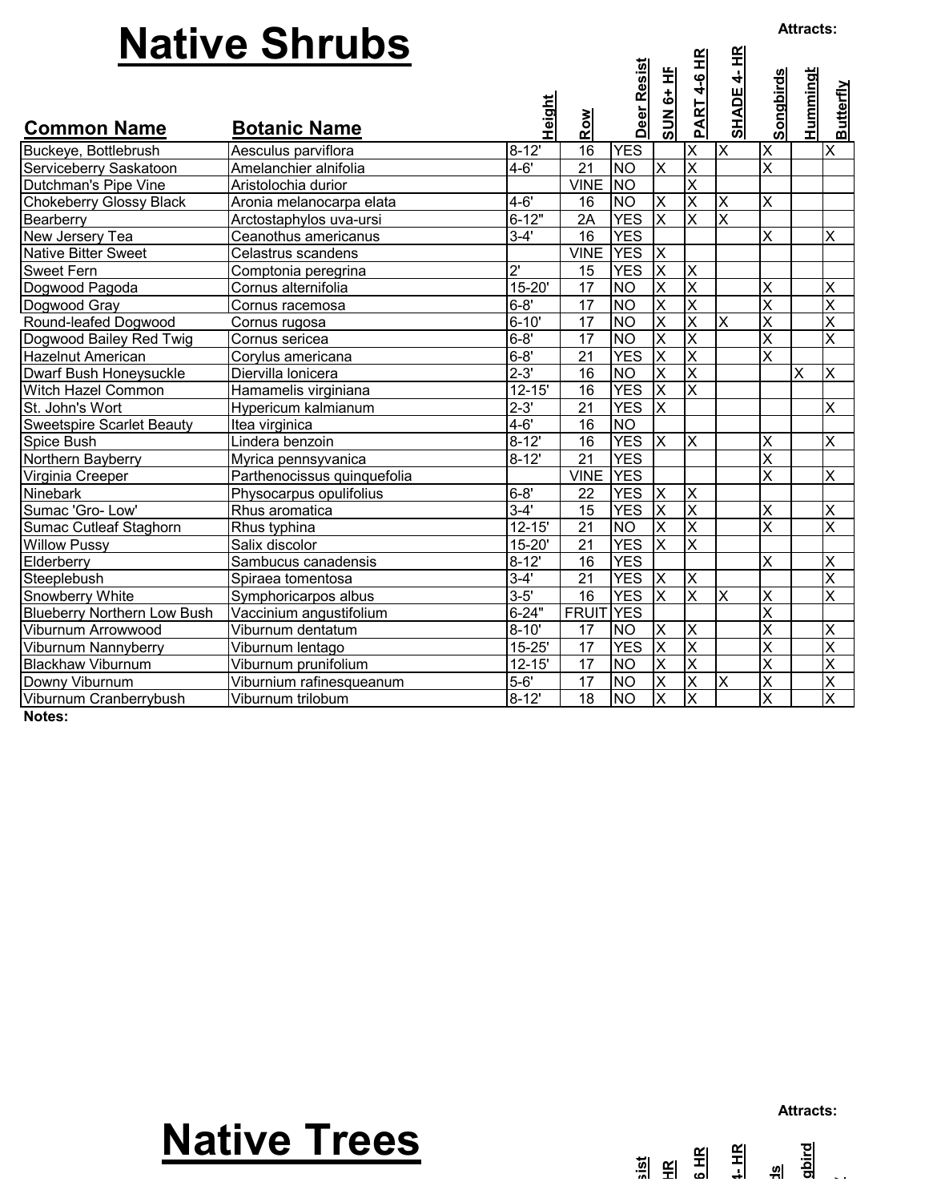# Native Shrubs

| Common Name | Botanic Name | Height | Row | Deer Resist | SUN 6+ HF | PART 4-6 HR | SHADE 4- HR | Songbirds | Hummingt | Butterfly |
|---|---|---|---|---|---|---|---|---|---|---|
| | | | | | | | | Attracts: | | |
| Buckeye, Bottlebrush | Aesculus parviflora | 8-12' | 16 | YES | | X | X | X | | X |
| Serviceberry Saskatoon | Amelanchier alnifolia | 4-6' | 21 | NO | X | X | | X | | |
| Dutchman's Pipe Vine | Aristolochia durior | | VINE | NO | | X | | | | |
| Chokeberry Glossy Black | Aronia melanocarpa elata | 4-6' | 16 | NO | X | X | X | X | | |
| Bearberry | Arctostaphylos uva-ursi | 6-12" | 2A | YES | X | X | X | | | |
| New Jersey Tea | Ceanothus americanus | 3-4' | 16 | YES | | | | X | | X |
| Native Bitter Sweet | Celastrus scandens | | VINE | YES | X | | | | | |
| Sweet Fern | Comptonia peregrina | 2' | 15 | YES | X | X | | | | |
| Dogwood Pagoda | Cornus alternifolia | 15-20' | 17 | NO | X | X | | X | | X |
| Dogwood Gray | Cornus racemosa | 6-8' | 17 | NO | X | X | | X | | X |
| Round-leafed Dogwood | Cornus rugosa | 6-10' | 17 | NO | X | X | X | X | | X |
| Dogwood Bailey Red Twig | Cornus sericea | 6-8' | 17 | NO | X | X | | X | | X |
| Hazelnut American | Corylus americana | 6-8' | 21 | YES | X | X | | X | | |
| Dwarf Bush Honeysuckle | Diervilla lonicera | 2-3' | 16 | NO | X | X | | | X | X |
| Witch Hazel Common | Hamamelis virginiana | 12-15' | 16 | YES | X | X | | | | |
| St. John's Wort | Hypericum kalmianum | 2-3' | 21 | YES | X | | | | | X |
| Sweetspire Scarlet Beauty | Itea virginica | 4-6' | 16 | NO | | | | | | |
| Spice Bush | Lindera benzoin | 8-12' | 16 | YES | X | X | | X | | X |
| Northern Bayberry | Myrica pennsyvanica | 8-12' | 21 | YES | | | | X | | |
| Virginia Creeper | Parthenocissus quinquefolia | | VINE | YES | | | | X | | X |
| Ninebark | Physocarpus opulifolius | 6-8' | 22 | YES | X | X | | | | |
| Sumac 'Gro- Low' | Rhus aromatica | 3-4' | 15 | YES | X | X | | X | | X |
| Sumac Cutleaf Staghorn | Rhus typhina | 12-15' | 21 | NO | X | X | | X | | X |
| Willow Pussy | Salix discolor | 15-20' | 21 | YES | X | X | | | | |
| Elderberry | Sambucus canadensis | 8-12' | 16 | YES | | | | X | | X |
| Steeplebush | Spiraea tomentosa | 3-4' | 21 | YES | X | X | | | | X |
| Snowberry White | Symphoricarpos albus | 3-5' | 16 | YES | X | X | X | X | | X |
| Blueberry Northern Low Bush | Vaccinium angustifolium | 6-24" | FRUIT | YES | | | | X | | |
| Viburnum Arrowwood | Viburnum dentatum | 8-10' | 17 | NO | X | X | | X | | X |
| Viburnum Nannyberry | Viburnum lentago | 15-25' | 17 | YES | X | X | | X | | X |
| Blackhaw Viburnum | Viburnum prunifolium | 12-15' | 17 | NO | X | X | | X | | X |
| Downy Viburnum | Viburnium rafinesqueanum | 5-6' | 17 | NO | X | X | X | X | | X |
| Viburnum Cranberrybush | Viburnum trilobum | 8-12' | 18 | NO | X | X | | X | | X |

**Notes:**

# Native Trees

Attracts: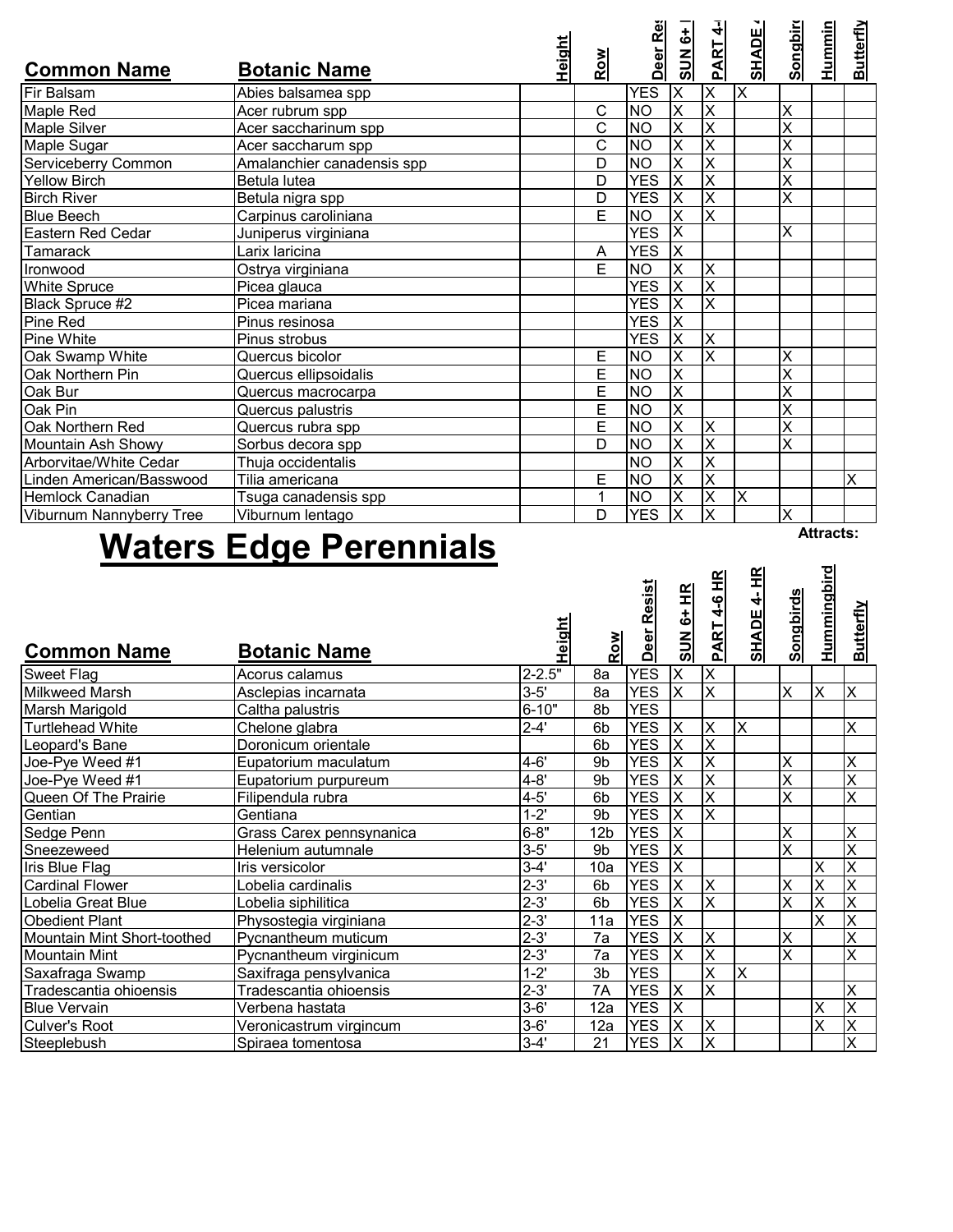| Common Name | Botanic Name | Height | Row | Deer Re | SUN 6+ | PART 4- | SHADE | Songbir | Hummin | Butterfly |
|---|---|---|---|---|---|---|---|---|---|---|
| Fir Balsam | Abies balsamea spp | | | YES | X | X | X | | | |
| Maple Red | Acer rubrum spp | | C | NO | X | X | | X | | |
| Maple Silver | Acer saccharinum spp | | C | NO | X | X | | X | | |
| Maple Sugar | Acer saccharum spp | | C | NO | X | X | | X | | |
| Serviceberry Common | Amalanchier canadensis spp | | D | NO | X | X | | X | | |
| Yellow Birch | Betula lutea | | D | YES | X | X | | X | | |
| Birch River | Betula nigra spp | | D | YES | X | X | | X | | |
| Blue Beech | Carpinus caroliniana | | E | NO | X | X | | | | |
| Eastern Red Cedar | Juniperus virginiana | | | YES | X | | | X | | |
| Tamarack | Larix laricina | | A | YES | X | | | | | |
| Ironwood | Ostrya virginiana | | E | NO | X | X | | | | |
| White Spruce | Picea glauca | | | YES | X | X | | | | |
| Black Spruce #2 | Picea mariana | | | YES | X | X | | | | |
| Pine Red | Pinus resinosa | | | YES | X | | | | | |
| Pine White | Pinus strobus | | | YES | X | X | | | | |
| Oak Swamp White | Quercus bicolor | | E | NO | X | X | | X | | |
| Oak Northern Pin | Quercus ellipsoidalis | | E | NO | X | | | X | | |
| Oak Bur | Quercus macrocarpa | | E | NO | X | | | X | | |
| Oak Pin | Quercus palustris | | E | NO | X | | | X | | |
| Oak Northern Red | Quercus rubra spp | | E | NO | X | X | | X | | |
| Mountain Ash Showy | Sorbus decora spp | | D | NO | X | X | | X | | |
| Arborvitae/White Cedar | Thuja occidentalis | | | NO | X | X | | | | |
| Linden American/Basswood | Tilia americana | | E | NO | X | X | | | | X |
| Hemlock Canadian | Tsuga canadensis spp | | 1 | NO | X | X | X | | | |
| Viburnum Nannyberry Tree | Viburnum lentago | | D | YES | X | X | | X | | |

# Waters Edge Perennials

Attracts:

| Common Name | Botanic Name | Height | Row | Deer Resist | SUN 6+ HR | PART 4-6 HR | SHADE 4- HR | Songbirds | Hummingbird | Butterfly |
|---|---|---|---|---|---|---|---|---|---|---|
| Sweet Flag | Acorus calamus | 2-2.5" | 8a | YES | X | X | | | | |
| Milkweed Marsh | Asclepias incarnata | 3-5' | 8a | YES | X | X | | X | X | X |
| Marsh Marigold | Caltha palustris | 6-10" | 8b | YES | | | | | | |
| Turtlehead White | Chelone glabra | 2-4' | 6b | YES | X | X | X | | | X |
| Leopard's Bane | Doronicum orientale | | 6b | YES | X | X | | | | |
| Joe-Pye Weed #1 | Eupatorium maculatum | 4-6' | 9b | YES | X | X | | X | | X |
| Joe-Pye Weed #1 | Eupatorium purpureum | 4-8' | 9b | YES | X | X | | X | | X |
| Queen Of The Prairie | Filipendula rubra | 4-5' | 6b | YES | X | X | | X | | X |
| Gentian | Gentiana | 1-2' | 9b | YES | X | X | | | | |
| Sedge Penn | Grass Carex pennsynanica | 6-8" | 12b | YES | X | | | X | | X |
| Sneezeweed | Helenium autumnale | 3-5' | 9b | YES | X | | | X | | X |
| Iris Blue Flag | Iris versicolor | 3-4' | 10a | YES | X | | | | X | X |
| Cardinal Flower | Lobelia cardinalis | 2-3' | 6b | YES | X | X | | X | X | X |
| Lobelia Great Blue | Lobelia siphilitica | 2-3' | 6b | YES | X | X | | X | X | X |
| Obedient Plant | Physostegia virginiana | 2-3' | 11a | YES | X | | | | X | X |
| Mountain Mint Short-toothed | Pycnantheum muticum | 2-3' | 7a | YES | X | X | | X | | X |
| Mountain Mint | Pycnantheum virginicum | 2-3' | 7a | YES | X | X | | X | | X |
| Saxafraga Swamp | Saxifraga pensylvanica | 1-2' | 3b | YES | | X | X | | | |
| Tradescantia ohioensis | Tradescantia ohioensis | 2-3' | 7A | YES | X | X | | | | X |
| Blue Vervain | Verbena hastata | 3-6' | 12a | YES | X | | | | X | X |
| Culver's Root | Veronicastrum virgincum | 3-6' | 12a | YES | X | X | | | X | X |
| Steeplebush | Spiraea tomentosa | 3-4' | 21 | YES | X | X | | | | X |